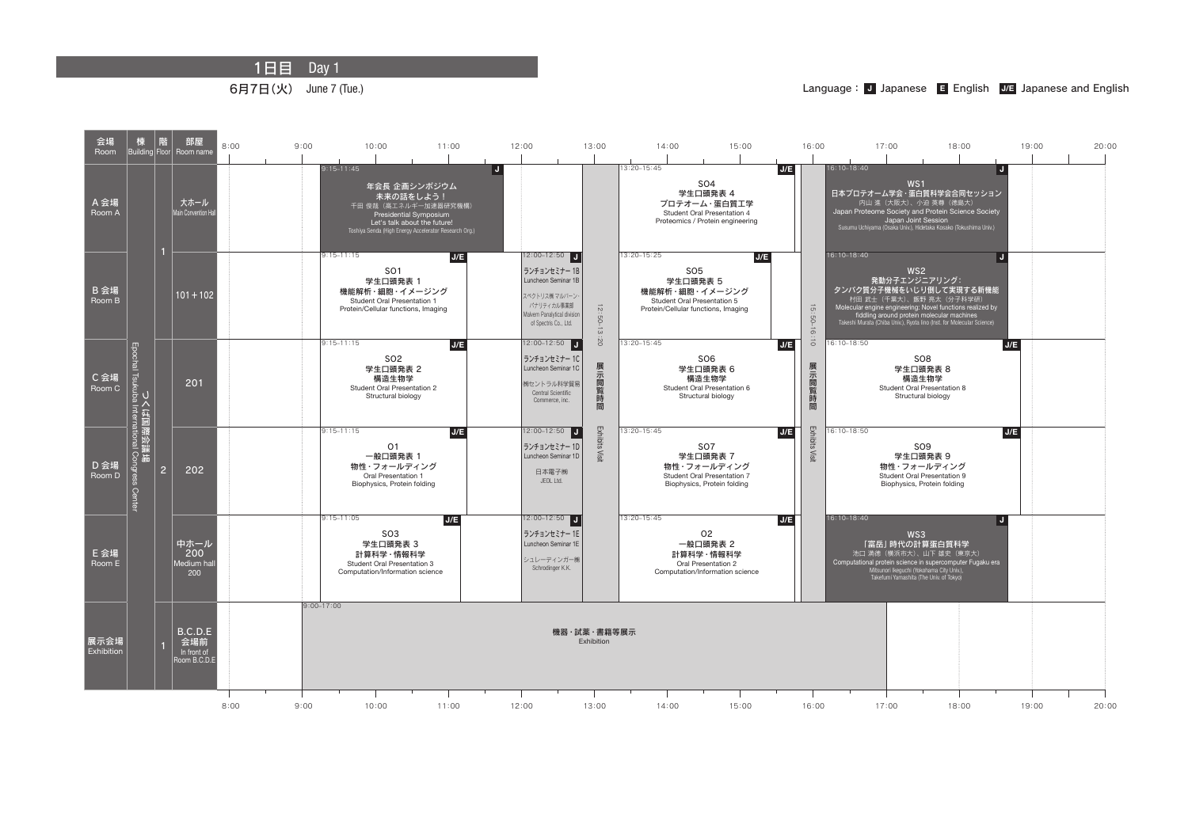# 1日目 Day 1

6月7日(火) June 7 (Tue.)

Language : **J** Japanese **E** English **J/E** Japanese and English

| 会場 Room | 棟 Building | 階 Floor | 部屋 Room name | 9:00–12:00 | 12:00–12:50 | 12:50–13:20 | 13:20–15:45 | 15:50–16:10 | 16:10–18:50 |
|---|---|---|---|---|---|---|---|---|---|
| A 会場 Room A | つくば国際会議場 Epochal Tsukuba International Congress Center | 1 | 大ホール Main Convention Hall | 9:15–11:45 **J** 年会長 企画シンポジウム 未来の話をしよう! 千田 俊哉（高エネルギー加速器研究機構） Presidential Symposium Let's talk about the future! Toshiya Senda (High Energy Accelerator Research Org.) | | 展示閲覧時間 Exhibits Visit (12:50–13:20) | 13:20–15:45 **J/E** SO4 学生口頭発表 4 プロテオーム・蛋白質工学 Student Oral Presentation 4 Proteomics / Protein engineering | 展示閲覧時間 Exhibits Visit (15:50–16:10) | 16:10–18:40 **J** WS1 日本プロテオーム学会・蛋白質科学会合同セッション 内山 進（大阪大）、小迫 英尊（徳島大） Japan Proteome Society and Protein Science Society Japan Joint Session Susumu Uchiyama (Osaka Univ.), Hidetaka Kosako (Tokushima Univ.) |
| B 会場 Room B | | 1 | 101＋102 | 9:15–11:15 **J/E** SO1 学生口頭発表 1 機能解析・細胞・イメージング Student Oral Presentation 1 Protein/Cellular functions, Imaging | 12:00–12:50 **J** ランチョンセミナー 1B Luncheon Seminar 1B スペクトリス(株) マルバーン・パナリティカル事業部 Malvern Panalytical division of Spectris Co., Ltd. | | 13:20–15:25 **J/E** SO5 学生口頭発表 5 機能解析・細胞・イメージング Student Oral Presentation 5 Protein/Cellular functions, Imaging | | 16:10–18:40 **J** WS2 発動分子エンジニアリング：タンパク質分子機械をいじり倒して実現する新機能 村田 武士（千葉大）、飯野 亮太（分子科学研） Molecular engine engineering: Novel functions realized by fiddling around protein molecular machines Takeshi Murata (Chiba Univ.), Ryota Iino (Inst. for Molecular Science) |
| C 会場 Room C | | 2 | 201 | 9:15–11:15 **J/E** SO2 学生口頭発表 2 構造生物学 Student Oral Presentation 2 Structural biology | 12:00–12:50 **J** ランチョンセミナー 1C Luncheon Seminar 1C (株)セントラル科学貿易 Central Scientific Commerce, inc. | | 13:20–15:45 **J/E** SO6 学生口頭発表 6 構造生物学 Student Oral Presentation 6 Structural biology | | 16:10–18:50 **J/E** SO8 学生口頭発表 8 構造生物学 Student Oral Presentation 8 Structural biology |
| D 会場 Room D | | 2 | 202 | 9:15–11:15 **J/E** O1 一般口頭発表 1 物性・フォールディング Oral Presentation 1 Biophysics, Protein folding | 12:00–12:50 **J** ランチョンセミナー 1D Luncheon Seminar 1D 日本電子(株) JEOL Ltd. | | 13:20–15:45 **J/E** SO7 学生口頭発表 7 物性・フォールディング Student Oral Presentation 7 Biophysics, Protein folding | | 16:10–18:50 **J/E** SO9 学生口頭発表 9 物性・フォールディング Student Oral Presentation 9 Biophysics, Protein folding |
| E 会場 Room E | | 2 | 中ホール200 Medium hall 200 | 9:15–11:05 **J/E** SO3 学生口頭発表 3 計算科学・情報科学 Student Oral Presentation 3 Computation/Information science | 12:00–12:50 **J** ランチョンセミナー 1E Luncheon Seminar 1E シュレーディンガー(株) Schrodinger K.K. | | 13:20–15:45 **J/E** O2 一般口頭発表 2 計算科学・情報科学 Oral Presentation 2 Computation/Information science | | 16:10–18:40 **J** WS3 「富岳」時代の計算蛋白質科学 池口 満徳（横浜市大）、山下 雄史（東京大） Computational protein science in supercomputer Fugaku era Mitsunori Ikeguchi (Yokohama City Univ.), Takefumi Yamashita (The Univ. of Tokyo) |
| 展示会場 Exhibition | | 1 | B.C.D.E 会場前 In front of Room B.C.D.E | 9:00–17:00 機器・試薬・書籍等展示 Exhibition | | | | | |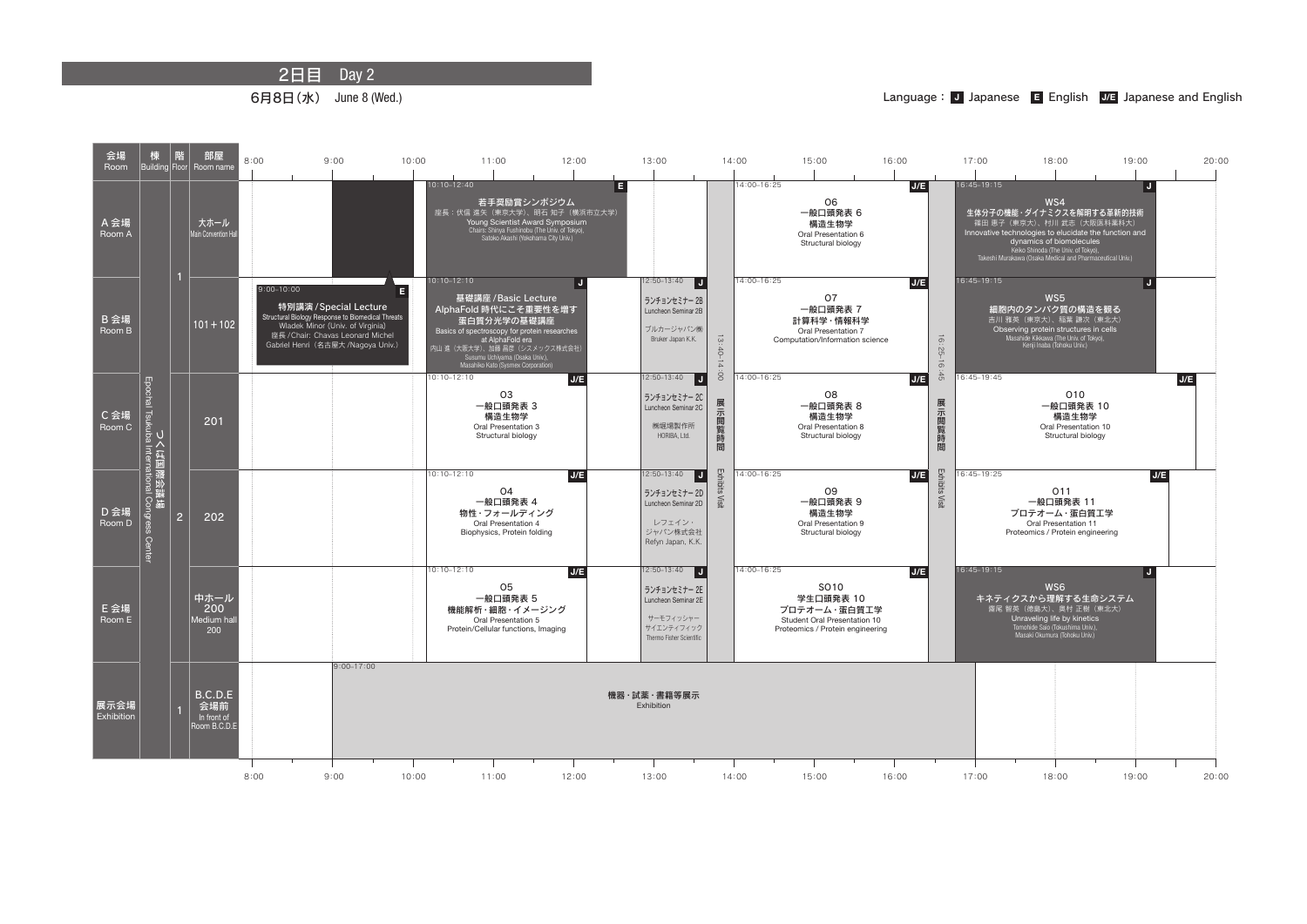# 2日目 Day 2

6月8日(水) June 8 (Wed.)

Language：**J** Japanese **E** English **J/E** Japanese and English

| 会場 Room | 棟 Building | 階 Floor | 部屋 Room name | 9:00–10:10 | 10:10–12:40 | 12:50–13:40 | 13:40–14:00 | 14:00–16:25 | 16:25–16:45 | 16:45– |
|---|---|---|---|---|---|---|---|---|---|---|
| A会場 Room A | つくば国際会議場 Epochal Tsukuba International Congress Center | 1 | 大ホール Main Convention Hall | | 10:10–12:40 **E** 若手奨励賞シンポジウム 座長：伏信 進矢（東京大学）、明石 知子（横浜市立大学） Young Scientist Award Symposium Chairs: Shinya Fushinobu (The Univ. of Tokyo), Satoko Akashi (Yokohama City Univ.) | | 展示閲覧時間 Exhibits Visit | 14:00–16:25 **J/E** O6 一般口頭発表 6 構造生物学 Oral Presentation 6 Structural biology | 展示閲覧時間 Exhibits Visit | 16:45–19:15 **J** WS4 生体分子の機能・ダイナミクスを解明する革新的技術 篠田 恵子（東京大）、村川 武志（大阪医科薬科大） Innovative technologies to elucidate the function and dynamics of biomolecules Keiko Shinoda (The Univ. of Tokyo), Takeshi Murakawa (Osaka Medical and Pharmaceutical Univ.) |
| B会場 Room B | | 1 | 101＋102 | 9:00–10:00 **E** 特別講演 / Special Lecture Structural Biology Response to Biomedical Threats Wladek Minor (Univ. of Virginia) 座長 / Chair: Chavas Leonard Michel Gabriel Henri（名古屋大 / Nagoya Univ.） | 10:10–12:10 **J** 基礎講座 / Basic Lecture AlphaFold 時代にこそ重要性を増す蛋白質分光学の基礎講座 Basics of spectroscopy for protein researches at AlphaFold era 内山 進（大阪大学）、加藤 昌彦（シスメックス株式会社） Susumu Uchiyama (Osaka Univ.), Masahiko Kato (Sysmex Corporation) | 12:50–13:40 **J** ランチョンセミナー 2B Luncheon Seminar 2B ブルカージャパン㈱ Bruker Japan K.K. | 13:40–14:00 | 14:00–16:25 **J/E** O7 一般口頭発表 7 計算科学・情報科学 Oral Presentation 7 Computation/Information science | 16:25–16:45 | 16:45–19:15 **J** WS5 細胞内のタンパク質の構造を観る 吉川 雅英（東京大）、稲葉 謙次（東北大） Observing protein structures in cells Masahide Kikkawa (The Univ. of Tokyo), Kenji Inaba (Tohoku Univ.) |
| C会場 Room C | | 2 | 201 | | 10:10–12:10 **J/E** O3 一般口頭発表 3 構造生物学 Oral Presentation 3 Structural biology | 12:50–13:40 **J** ランチョンセミナー 2C Luncheon Seminar 2C ㈱堀場製作所 HORIBA, Ltd. | | 14:00–16:25 **J/E** O8 一般口頭発表 8 構造生物学 Oral Presentation 8 Structural biology | | 16:45–19:45 **J/E** O10 一般口頭発表 10 構造生物学 Oral Presentation 10 Structural biology |
| D会場 Room D | | 2 | 202 | | 10:10–12:10 **J/E** O4 一般口頭発表 4 物性・フォールディング Oral Presentation 4 Biophysics, Protein folding | 12:50–13:40 **J** ランチョンセミナー 2D Luncheon Seminar 2D レフェイン・ジャパン株式会社 Refyn Japan, K.K. | | 14:00–16:25 **J/E** O9 一般口頭発表 9 構造生物学 Oral Presentation 9 Structural biology | | 16:45–19:25 **J/E** O11 一般口頭発表 11 プロテオーム・蛋白質工学 Oral Presentation 11 Proteomics / Protein engineering |
| E会場 Room E | | 2 | 中ホール 200 Medium hall 200 | | 10:10–12:10 **J/E** O5 一般口頭発表 5 機能解析・細胞・イメージング Oral Presentation 5 Protein/Cellular functions, Imaging | 12:50–13:40 **J** ランチョンセミナー 2E Luncheon Seminar 2E サーモフィッシャーサイエンティフィック Thermo Fisher Scientific | | 14:00–16:25 **J/E** SO10 学生口頭発表 10 プロテオーム・蛋白質工学 Student Oral Presentation 10 Proteomics / Protein engineering | | 16:45–19:15 **J** WS6 キネティクスから理解する生命システム 齋尾 智英（徳島大）、奥村 正樹（東北大） Unraveling life by kinetics Tomohide Saio (Tokushima Univ.), Masaki Okumura (Tohoku Univ.) |
| 展示会場 Exhibition | | 1 | B.C.D.E 会場前 In front of Room B.C.D.E | 9:00–17:00 機器・試薬・書籍等展示 Exhibition | | | | | | |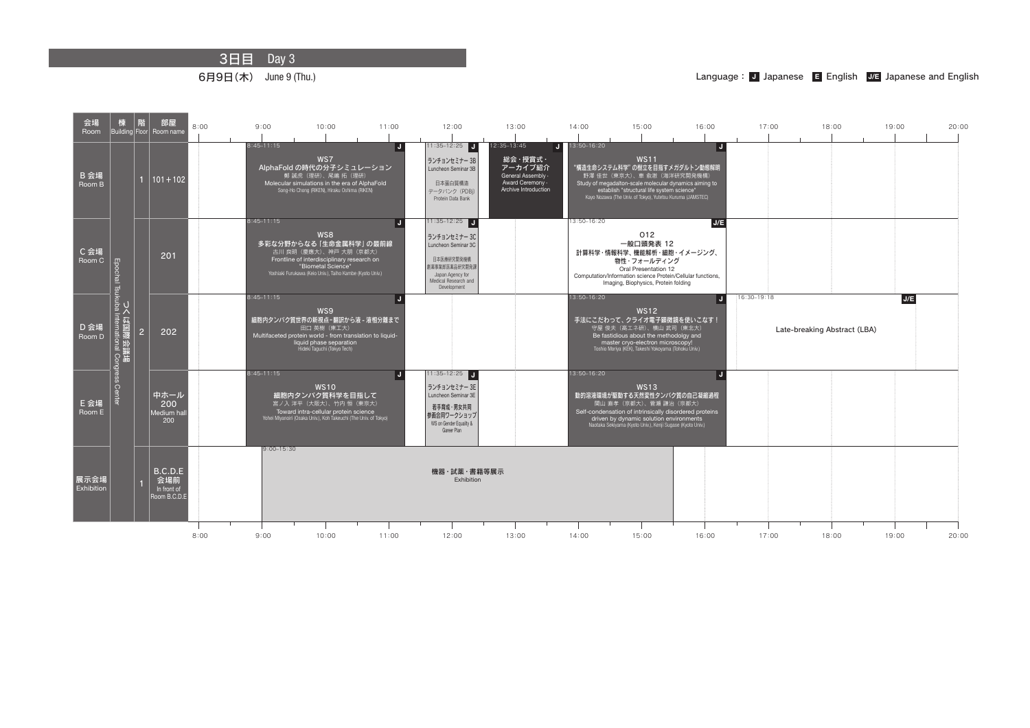# 3日目 Day 3

6月9日（木） June 9 (Thu.)

Language： **J** Japanese **E** English **J/E** Japanese and English

| 会場 Room | 棟 Building | 階 Floor | 部屋 Room name | 8:45–11:15 | 11:35–12:25 | 12:35–13:45 | 13:50–16:20 | 16:30–19:18 |
|---|---|---|---|---|---|---|---|---|
| B 会場 Room B | つくば国際会議場 Epochal Tsukuba International Congress Center | 1 | 101＋102 | **J** WS7 AlphaFold の時代の分子シミュレーション 鄭 誠虎（理研）、尾嶋 拓（理研） Molecular simulations in the era of AlphaFold Sang-Ho Cheng (RIKEN), Hiraku Oshima (RIKEN) | **J** ランチョンセミナー 3B Luncheon Seminar 3B 日本蛋白質構造データバンク（PDBj） Protein Data Bank | **J** 総会・授賞式・アーカイブ紹介 General Assembly・Award Ceremony・Archive Introduction | **J** WS11 "構造生命システム科学" の樹立を目指すメガダルトン動態解明 野澤 佳世（東京大）、車 兪澈（海洋研究開発機構） Study of megadalton-scale molecular dynamics aiming to establish "structural life system science" Kayo Nozawa (The Univ. of Tokyo), Yutetsu Kuruma (JAMSTEC) | |
| C 会場 Room C | | 2 | 201 | **J** WS8 多彩な分野からなる「生命金属科学」の最前線 古川 良明（慶應大）、神戸 大朋（京都大） Frontline of interdisciplinary research on "Biometal Science" Yoshiaki Furukawa (Keio Univ.), Taiho Kambe (Kyoto Univ.) | **J** ランチョンセミナー 3C Luncheon Seminar 3C 日本医療研究開発機構 創薬事業部医薬品研究開発課 Japan Agency for Medical Research and Development | | **J/E** O12 一般口頭発表 12 計算科学・情報科学、機能解析・細胞・イメージング、物性・フォールディング Oral Presentation 12 Computation/Information science Protein/Cellular functions, Imaging, Biophysics, Protein folding | |
| D 会場 Room D | | 2 | 202 | **J** WS9 細胞内タンパク質世界の新視点－翻訳から液－液相分離まで 田口 英樹（東工大） Multifaceted protein world - from translation to liquid-liquid phase separation Hideki Taguchi (Tokyo Tech) | | | **J** WS12 手法にこだわって、クライオ電子顕微鏡を使いこなす！ 守屋 俊夫（高エネ研）、横山 武司（東北大） Be fastidious about the methodolgy and master cryo-electron microscopy! Toshio Moriya (KEK), Takeshi Yokoyama (Tohoku Univ.) | **J/E** Late-breaking Abstract (LBA) |
| E 会場 Room E | | 2 | 中ホール 200 Medium hall 200 | **J** WS10 細胞内タンパク質科学を目指して 宮ノ入 洋平（大阪大）、竹内 恒（東京大） Toward intra-cellular protein science Yohei Miyanoiri (Osaka Univ.), Koh Takeuchi (The Univ. of Tokyo) | **J** ランチョンセミナー 3E Luncheon Seminar 3E 若手育成・男女共同参画合同ワークショップ WS on Gender Equality & Career Plan | | **J** WS13 動的溶液環境が駆動する天然変性タンパク質の自己凝縮過程 関山 直孝（京都大）、菅瀬 謙治（京都大） Self-condensation of intrinsically disordered proteins driven by dynamic solution environments Naotaka Sekiyama (Kyoto Univ.), Kenji Sugase (Kyoto Univ.) | |
| 展示会場 Exhibition | | 1 | B.C.D.E 会場前 In front of Room B.C.D.E | 9:00–15:30 機器・試薬・書籍等展示 Exhibition | | | | |